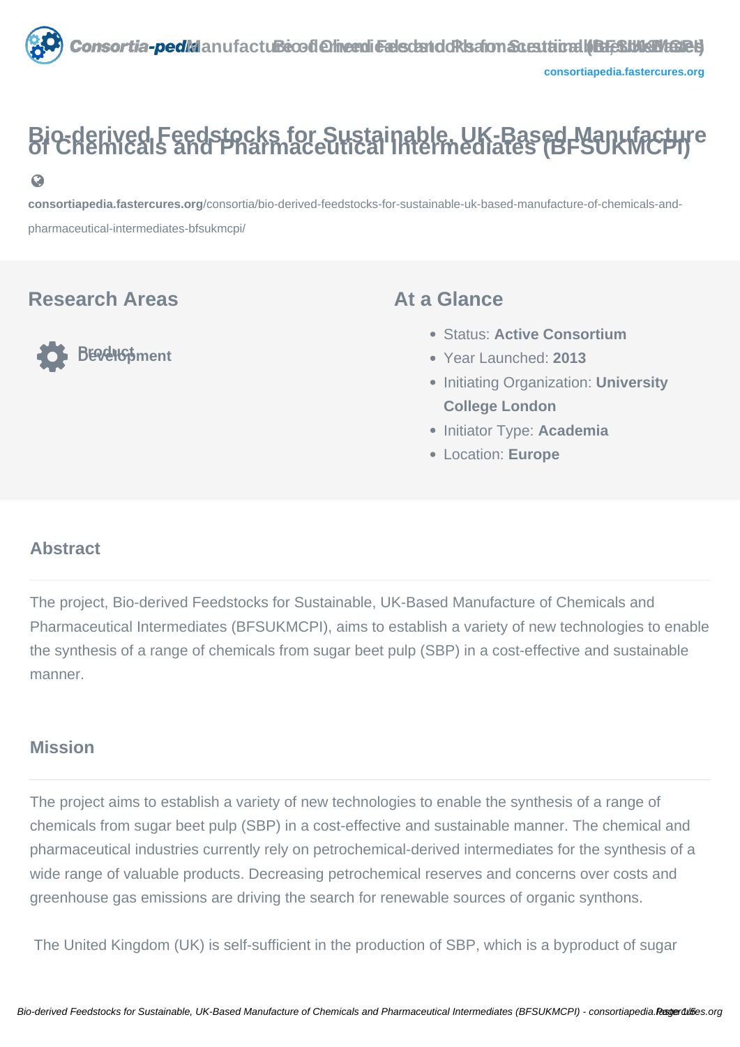# Bio-derived Feedstocks for Sustainable, UK-Based Manufacture of Chemicals and Pharmaceutical Intermediates (BFSUKMCPI)

consortiapedia.fastercures.org/consortia/bio-derived-feedstocks-for-sustainable-uk-based-manufacture-of-chemicals-and-pharmaceutical-intermediates-bfsukmcpi/

## Research Areas

Product Development

## At a Glance

- Status: **Active Consortium**
- Year Launched: **2013**
- Initiating Organization: **University College London**
- Initiator Type: **Academia**
- Location: **Europe**

## Abstract

The project, Bio-derived Feedstocks for Sustainable, UK-Based Manufacture of Chemicals and Pharmaceutical Intermediates (BFSUKMCPI), aims to establish a variety of new technologies to enable the synthesis of a range of chemicals from sugar beet pulp (SBP) in a cost-effective and sustainable manner.

## Mission

The project aims to establish a variety of new technologies to enable the synthesis of a range of chemicals from sugar beet pulp (SBP) in a cost-effective and sustainable manner. The chemical and pharmaceutical industries currently rely on petrochemical-derived intermediates for the synthesis of a wide range of valuable products. Decreasing petrochemical reserves and concerns over costs and greenhouse gas emissions are driving the search for renewable sources of organic synthons.

The United Kingdom (UK) is self-sufficient in the production of SBP, which is a byproduct of sugar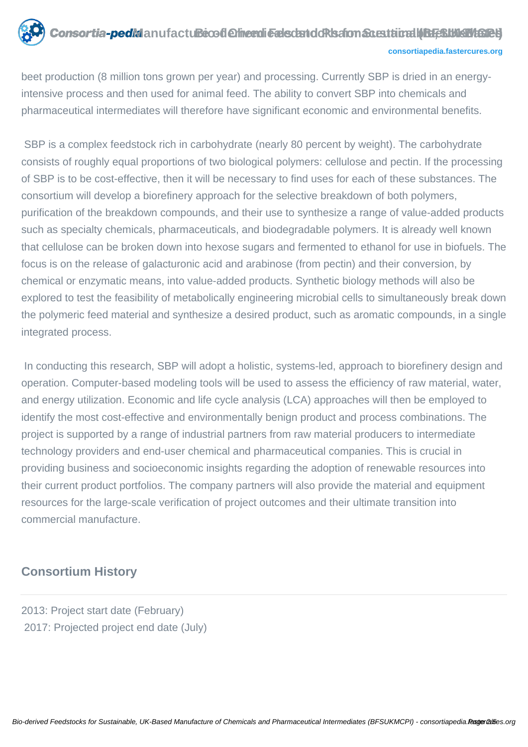beet production (8 million tons grown per year) and processing. Currently SBP is dried in an energy-intensive process and then used for animal feed. The ability to convert SBP into chemicals and pharmaceutical intermediates will therefore have significant economic and environmental benefits.

SBP is a complex feedstock rich in carbohydrate (nearly 80 percent by weight). The carbohydrate consists of roughly equal proportions of two biological polymers: cellulose and pectin. If the processing of SBP is to be cost-effective, then it will be necessary to find uses for each of these substances. The consortium will develop a biorefinery approach for the selective breakdown of both polymers, purification of the breakdown compounds, and their use to synthesize a range of value-added products such as specialty chemicals, pharmaceuticals, and biodegradable polymers. It is already well known that cellulose can be broken down into hexose sugars and fermented to ethanol for use in biofuels. The focus is on the release of galacturonic acid and arabinose (from pectin) and their conversion, by chemical or enzymatic means, into value-added products. Synthetic biology methods will also be explored to test the feasibility of metabolically engineering microbial cells to simultaneously break down the polymeric feed material and synthesize a desired product, such as aromatic compounds, in a single integrated process.

In conducting this research, SBP will adopt a holistic, systems-led, approach to biorefinery design and operation. Computer-based modeling tools will be used to assess the efficiency of raw material, water, and energy utilization. Economic and life cycle analysis (LCA) approaches will then be employed to identify the most cost-effective and environmentally benign product and process combinations. The project is supported by a range of industrial partners from raw material producers to intermediate technology providers and end-user chemical and pharmaceutical companies. This is crucial in providing business and socioeconomic insights regarding the adoption of renewable resources into their current product portfolios. The company partners will also provide the material and equipment resources for the large-scale verification of project outcomes and their ultimate transition into commercial manufacture.

## Consortium History

2013: Project start date (February)
2017: Projected project end date (July)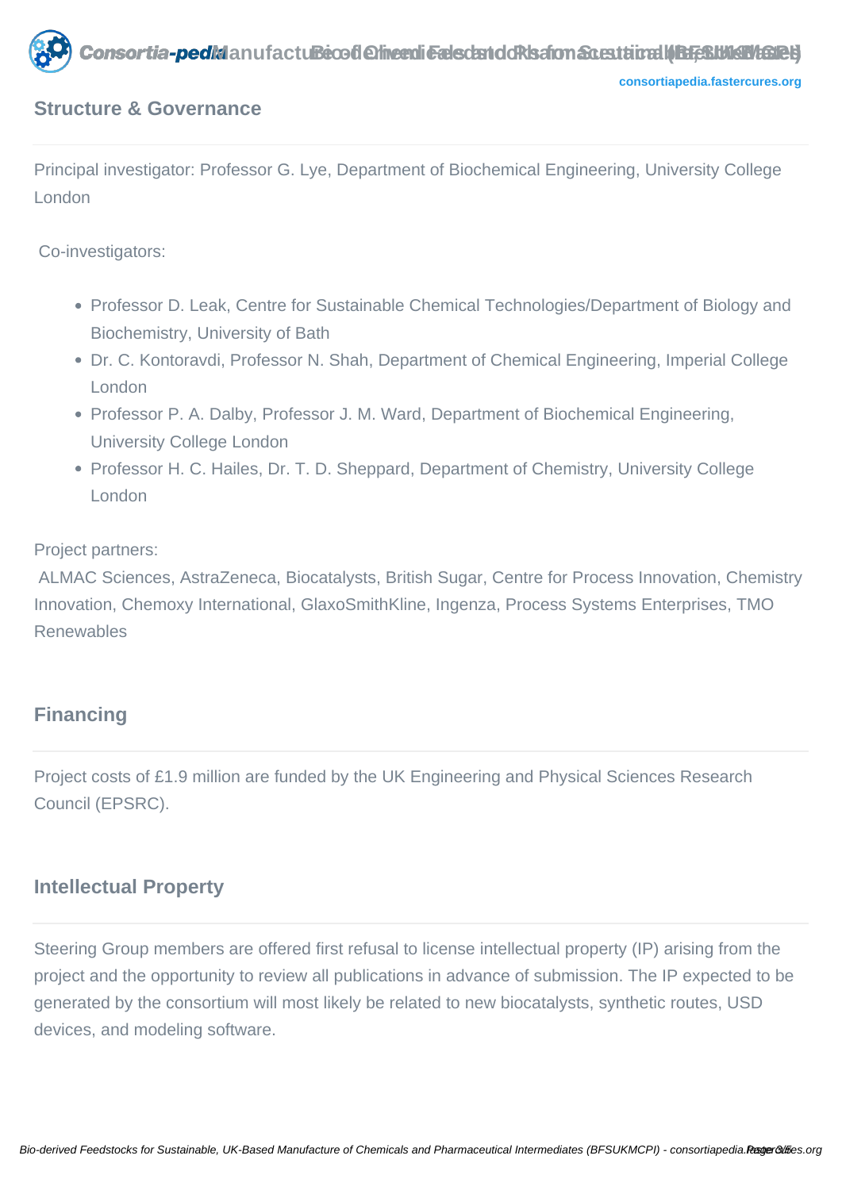## Structure & Governance

Principal investigator: Professor G. Lye, Department of Biochemical Engineering, University College London

Co-investigators:

- Professor D. Leak, Centre for Sustainable Chemical Technologies/Department of Biology and Biochemistry, University of Bath
- Dr. C. Kontoravdi, Professor N. Shah, Department of Chemical Engineering, Imperial College London
- Professor P. A. Dalby, Professor J. M. Ward, Department of Biochemical Engineering, University College London
- Professor H. C. Hailes, Dr. T. D. Sheppard, Department of Chemistry, University College London

Project partners:

ALMAC Sciences, AstraZeneca, Biocatalysts, British Sugar, Centre for Process Innovation, Chemistry Innovation, Chemoxy International, GlaxoSmithKline, Ingenza, Process Systems Enterprises, TMO Renewables

## Financing

Project costs of £1.9 million are funded by the UK Engineering and Physical Sciences Research Council (EPSRC).

## Intellectual Property

Steering Group members are offered first refusal to license intellectual property (IP) arising from the project and the opportunity to review all publications in advance of submission. The IP expected to be generated by the consortium will most likely be related to new biocatalysts, synthetic routes, USD devices, and modeling software.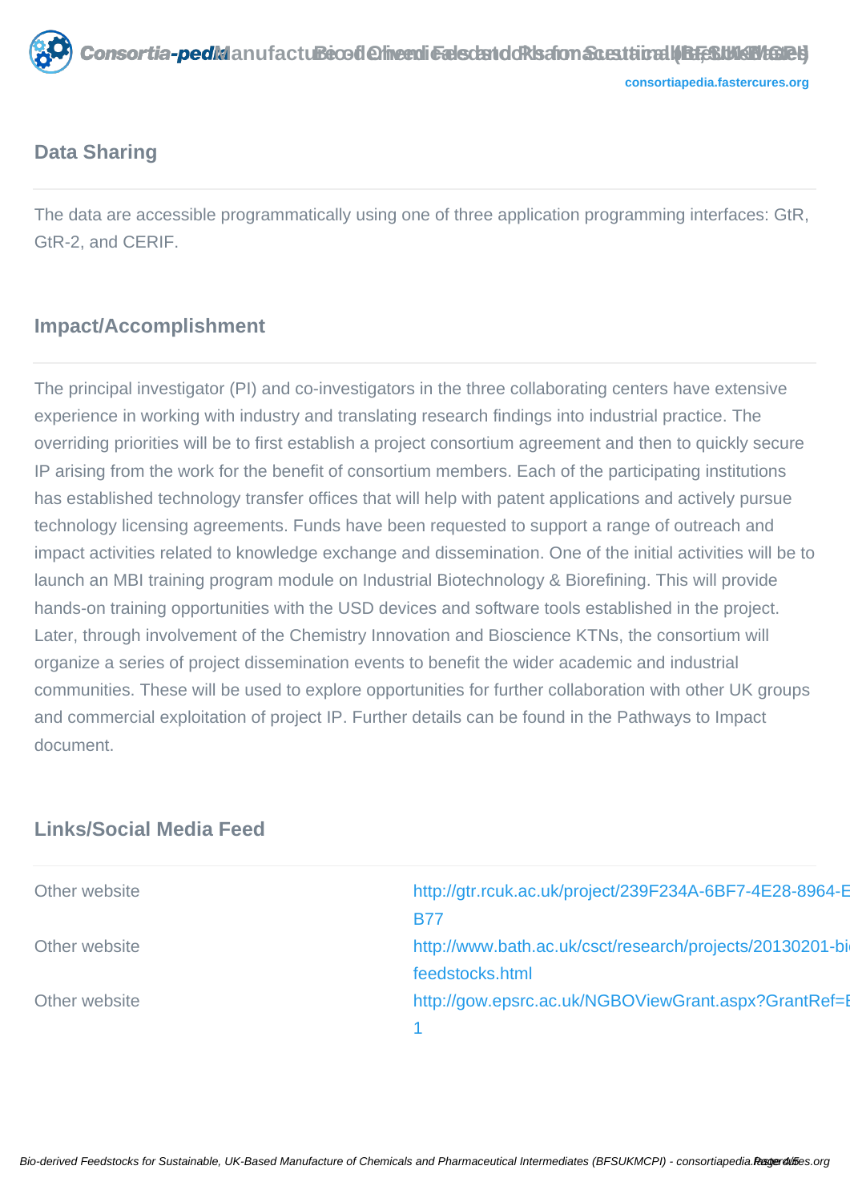## Data Sharing

The data are accessible programmatically using one of three application programming interfaces: GtR, GtR-2, and CERIF.

## Impact/Accomplishment

The principal investigator (PI) and co-investigators in the three collaborating centers have extensive experience in working with industry and translating research findings into industrial practice. The overriding priorities will be to first establish a project consortium agreement and then to quickly secure IP arising from the work for the benefit of consortium members. Each of the participating institutions has established technology transfer offices that will help with patent applications and actively pursue technology licensing agreements. Funds have been requested to support a range of outreach and impact activities related to knowledge exchange and dissemination. One of the initial activities will be to launch an MBI training program module on Industrial Biotechnology & Biorefining. This will provide hands-on training opportunities with the USD devices and software tools established in the project. Later, through involvement of the Chemistry Innovation and Bioscience KTNs, the consortium will organize a series of project dissemination events to benefit the wider academic and industrial communities. These will be used to explore opportunities for further collaboration with other UK groups and commercial exploitation of project IP. Further details can be found in the Pathways to Impact document.

## Links/Social Media Feed

| | |
|---|---|
| Other website | http://gtr.rcuk.ac.uk/project/239F234A-6BF7-4E28-8964-E B77 |
| Other website | http://www.bath.ac.uk/csct/research/projects/20130201-bi feedstocks.html |
| Other website | http://gow.epsrc.ac.uk/NGBOViewGrant.aspx?GrantRef=E 1 |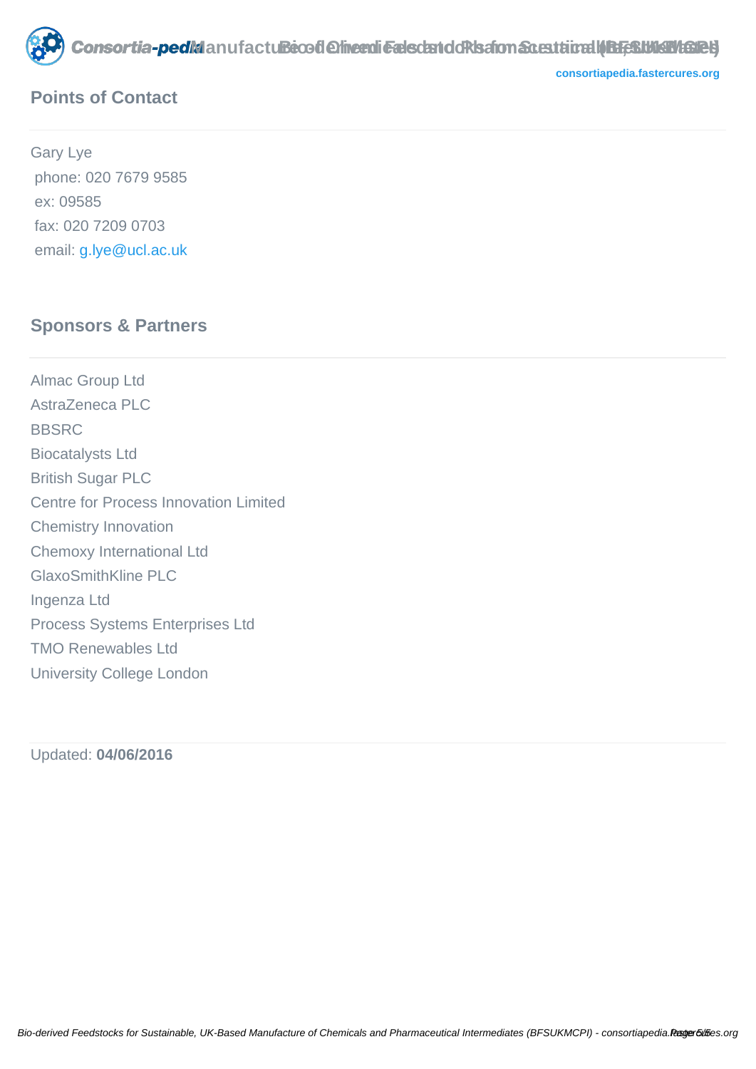## Points of Contact

Gary Lye
phone: 020 7679 9585
ex: 09585
fax: 020 7209 0703
email: g.lye@ucl.ac.uk

## Sponsors & Partners

Almac Group Ltd
AstraZeneca PLC
BBSRC
Biocatalysts Ltd
British Sugar PLC
Centre for Process Innovation Limited
Chemistry Innovation
Chemoxy International Ltd
GlaxoSmithKline PLC
Ingenza Ltd
Process Systems Enterprises Ltd
TMO Renewables Ltd
University College London

Updated: **04/06/2016**